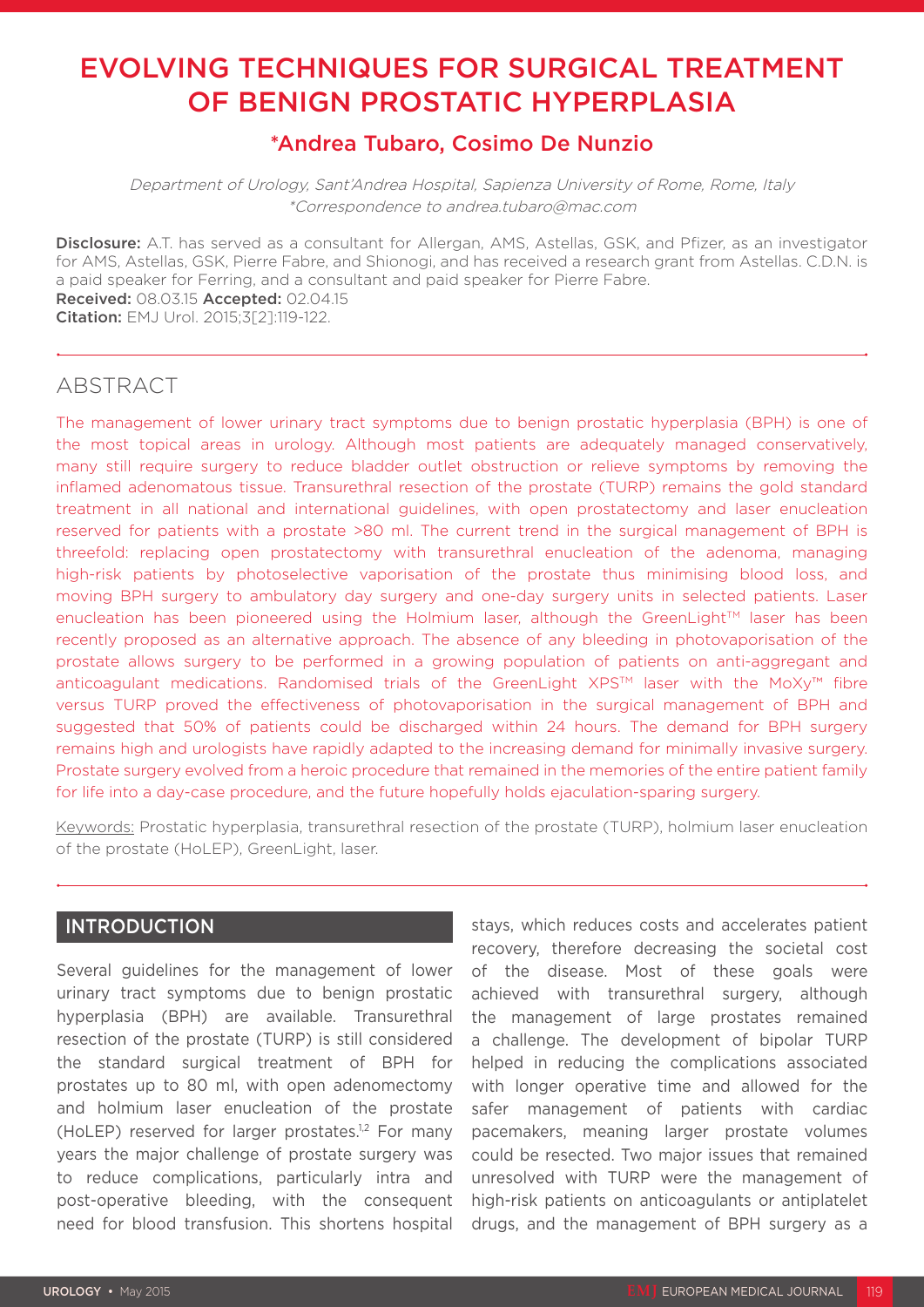# EVOLVING TECHNIQUES FOR SURGICAL TREATMENT OF BENIGN PROSTATIC HYPERPLASIA

## *Andrea Tubaro, Cosimo De Nunzio

*Department of Urology, Sant'Andrea Hospital, Sapienza University of Rome, Rome, Italy*
*\*Correspondence to andrea.tubaro@mac.com*

**Disclosure:** A.T. has served as a consultant for Allergan, AMS, Astellas, GSK, and Pfizer, as an investigator for AMS, Astellas, GSK, Pierre Fabre, and Shionogi, and has received a research grant from Astellas. C.D.N. is a paid speaker for Ferring, and a consultant and paid speaker for Pierre Fabre.
**Received:** 08.03.15 **Accepted:** 02.04.15
**Citation:** EMJ Urol. 2015;3[2]:119-122.

## ABSTRACT

The management of lower urinary tract symptoms due to benign prostatic hyperplasia (BPH) is one of the most topical areas in urology. Although most patients are adequately managed conservatively, many still require surgery to reduce bladder outlet obstruction or relieve symptoms by removing the inflamed adenomatous tissue. Transurethral resection of the prostate (TURP) remains the gold standard treatment in all national and international guidelines, with open prostatectomy and laser enucleation reserved for patients with a prostate >80 ml. The current trend in the surgical management of BPH is threefold: replacing open prostatectomy with transurethral enucleation of the adenoma, managing high-risk patients by photoselective vaporisation of the prostate thus minimising blood loss, and moving BPH surgery to ambulatory day surgery and one-day surgery units in selected patients. Laser enucleation has been pioneered using the Holmium laser, although the GreenLight™ laser has been recently proposed as an alternative approach. The absence of any bleeding in photovaporisation of the prostate allows surgery to be performed in a growing population of patients on anti-aggregant and anticoagulant medications. Randomised trials of the GreenLight XPS™ laser with the MoXy™ fibre versus TURP proved the effectiveness of photovaporisation in the surgical management of BPH and suggested that 50% of patients could be discharged within 24 hours. The demand for BPH surgery remains high and urologists have rapidly adapted to the increasing demand for minimally invasive surgery. Prostate surgery evolved from a heroic procedure that remained in the memories of the entire patient family for life into a day-case procedure, and the future hopefully holds ejaculation-sparing surgery.

Keywords: Prostatic hyperplasia, transurethral resection of the prostate (TURP), holmium laser enucleation of the prostate (HoLEP), GreenLight, laser.

## INTRODUCTION

Several guidelines for the management of lower urinary tract symptoms due to benign prostatic hyperplasia (BPH) are available. Transurethral resection of the prostate (TURP) is still considered the standard surgical treatment of BPH for prostates up to 80 ml, with open adenomectomy and holmium laser enucleation of the prostate (HoLEP) reserved for larger prostates.[1,2] For many years the major challenge of prostate surgery was to reduce complications, particularly intra and post-operative bleeding, with the consequent need for blood transfusion. This shortens hospital stays, which reduces costs and accelerates patient recovery, therefore decreasing the societal cost of the disease. Most of these goals were achieved with transurethral surgery, although the management of large prostates remained a challenge. The development of bipolar TURP helped in reducing the complications associated with longer operative time and allowed for the safer management of patients with cardiac pacemakers, meaning larger prostate volumes could be resected. Two major issues that remained unresolved with TURP were the management of high-risk patients on anticoagulants or antiplatelet drugs, and the management of BPH surgery as a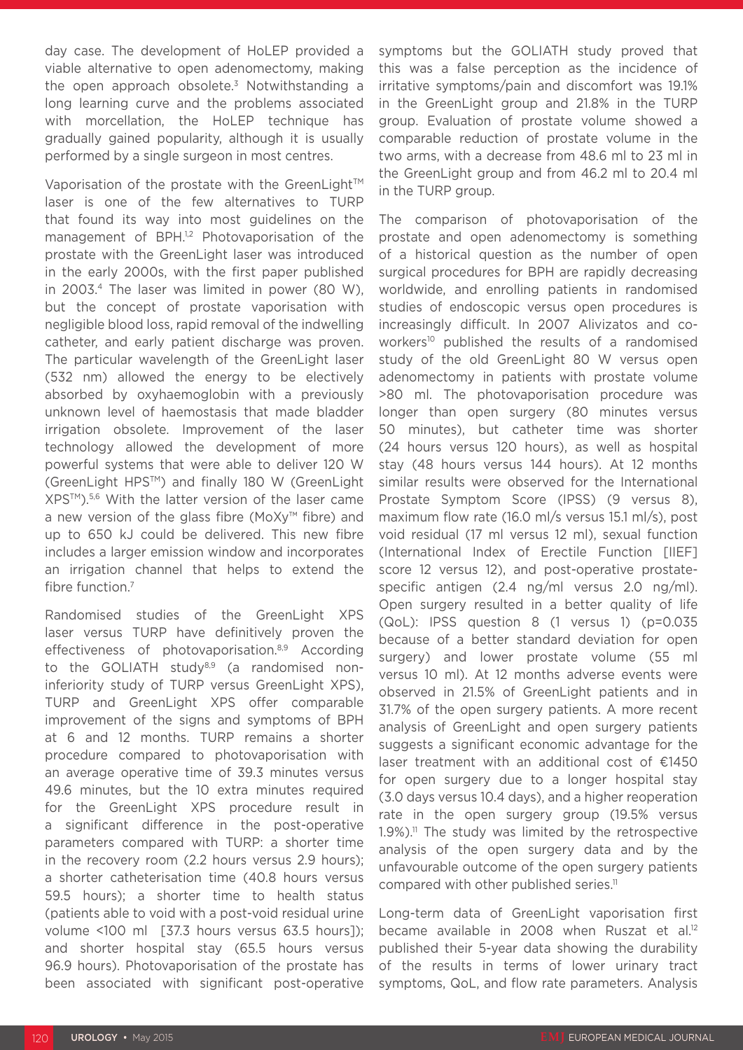day case. The development of HoLEP provided a viable alternative to open adenomectomy, making the open approach obsolete.[3] Notwithstanding a long learning curve and the problems associated with morcellation, the HoLEP technique has gradually gained popularity, although it is usually performed by a single surgeon in most centres.

Vaporisation of the prostate with the GreenLight™ laser is one of the few alternatives to TURP that found its way into most guidelines on the management of BPH.[1,2] Photovaporisation of the prostate with the GreenLight laser was introduced in the early 2000s, with the first paper published in 2003.[4] The laser was limited in power (80 W), but the concept of prostate vaporisation with negligible blood loss, rapid removal of the indwelling catheter, and early patient discharge was proven. The particular wavelength of the GreenLight laser (532 nm) allowed the energy to be electively absorbed by oxyhaemoglobin with a previously unknown level of haemostasis that made bladder irrigation obsolete. Improvement of the laser technology allowed the development of more powerful systems that were able to deliver 120 W (GreenLight HPS™) and finally 180 W (GreenLight XPS™).[5,6] With the latter version of the laser came a new version of the glass fibre (MoXy™ fibre) and up to 650 kJ could be delivered. This new fibre includes a larger emission window and incorporates an irrigation channel that helps to extend the fibre function.[7]

Randomised studies of the GreenLight XPS laser versus TURP have definitively proven the effectiveness of photovaporisation.[8,9] According to the GOLIATH study[8,9] (a randomised non-inferiority study of TURP versus GreenLight XPS), TURP and GreenLight XPS offer comparable improvement of the signs and symptoms of BPH at 6 and 12 months. TURP remains a shorter procedure compared to photovaporisation with an average operative time of 39.3 minutes versus 49.6 minutes, but the 10 extra minutes required for the GreenLight XPS procedure result in a significant difference in the post-operative parameters compared with TURP: a shorter time in the recovery room (2.2 hours versus 2.9 hours); a shorter catheterisation time (40.8 hours versus 59.5 hours); a shorter time to health status (patients able to void with a post-void residual urine volume <100 ml [37.3 hours versus 63.5 hours]); and shorter hospital stay (65.5 hours versus 96.9 hours). Photovaporisation of the prostate has been associated with significant post-operative symptoms but the GOLIATH study proved that this was a false perception as the incidence of irritative symptoms/pain and discomfort was 19.1% in the GreenLight group and 21.8% in the TURP group. Evaluation of prostate volume showed a comparable reduction of prostate volume in the two arms, with a decrease from 48.6 ml to 23 ml in the GreenLight group and from 46.2 ml to 20.4 ml in the TURP group.

The comparison of photovaporisation of the prostate and open adenomectomy is something of a historical question as the number of open surgical procedures for BPH are rapidly decreasing worldwide, and enrolling patients in randomised studies of endoscopic versus open procedures is increasingly difficult. In 2007 Alivizatos and co-workers[10] published the results of a randomised study of the old GreenLight 80 W versus open adenomectomy in patients with prostate volume >80 ml. The photovaporisation procedure was longer than open surgery (80 minutes versus 50 minutes), but catheter time was shorter (24 hours versus 120 hours), as well as hospital stay (48 hours versus 144 hours). At 12 months similar results were observed for the International Prostate Symptom Score (IPSS) (9 versus 8), maximum flow rate (16.0 ml/s versus 15.1 ml/s), post void residual (17 ml versus 12 ml), sexual function (International Index of Erectile Function [IIEF] score 12 versus 12), and post-operative prostate-specific antigen (2.4 ng/ml versus 2.0 ng/ml). Open surgery resulted in a better quality of life (QoL): IPSS question 8 (1 versus 1) (p=0.035 because of a better standard deviation for open surgery) and lower prostate volume (55 ml versus 10 ml). At 12 months adverse events were observed in 21.5% of GreenLight patients and in 31.7% of the open surgery patients. A more recent analysis of GreenLight and open surgery patients suggests a significant economic advantage for the laser treatment with an additional cost of €1450 for open surgery due to a longer hospital stay (3.0 days versus 10.4 days), and a higher reoperation rate in the open surgery group (19.5% versus 1.9%).[11] The study was limited by the retrospective analysis of the open surgery data and by the unfavourable outcome of the open surgery patients compared with other published series.[11]

Long-term data of GreenLight vaporisation first became available in 2008 when Ruszat et al.[12] published their 5-year data showing the durability of the results in terms of lower urinary tract symptoms, QoL, and flow rate parameters. Analysis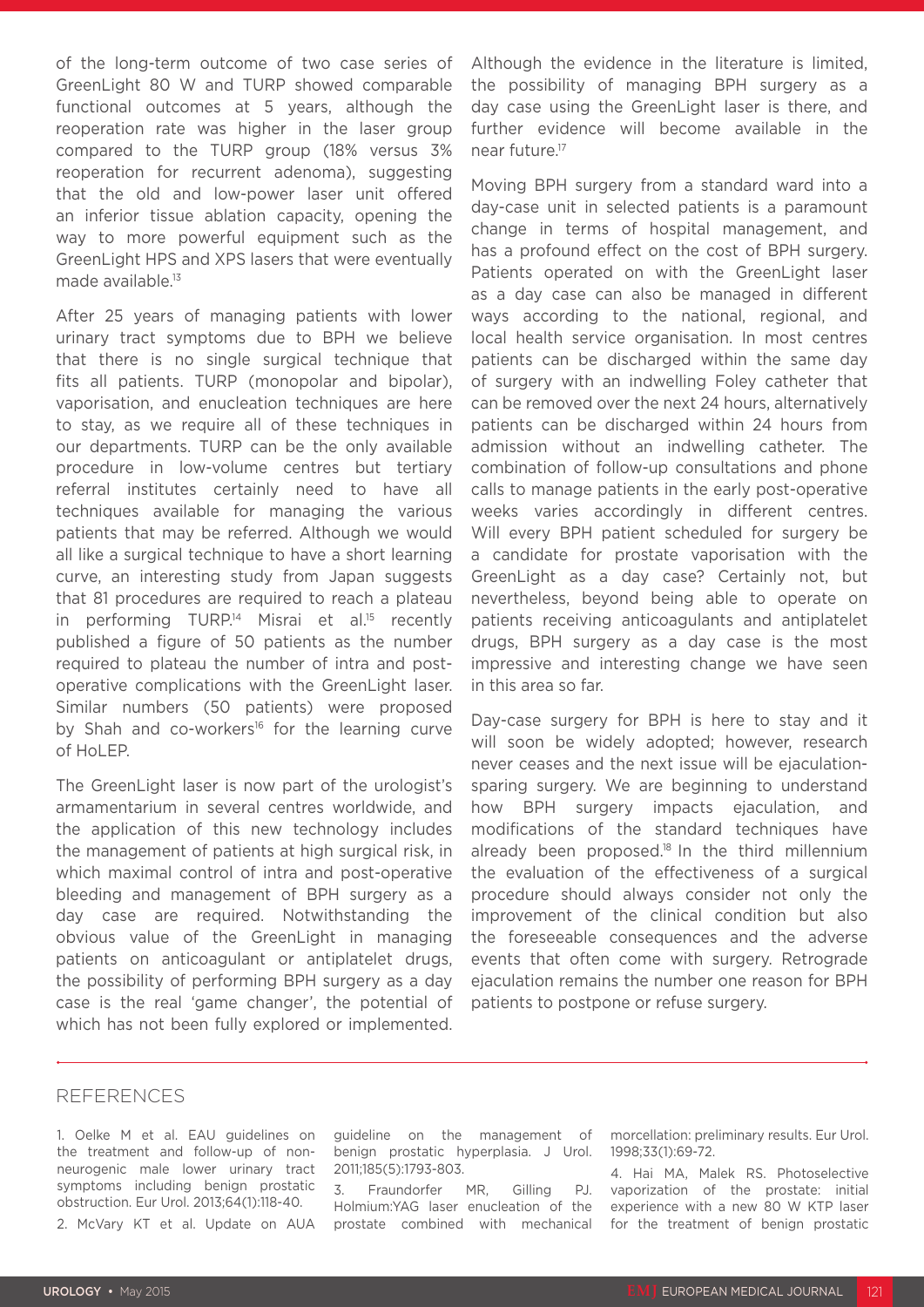of the long-term outcome of two case series of GreenLight 80 W and TURP showed comparable functional outcomes at 5 years, although the reoperation rate was higher in the laser group compared to the TURP group (18% versus 3% reoperation for recurrent adenoma), suggesting that the old and low-power laser unit offered an inferior tissue ablation capacity, opening the way to more powerful equipment such as the GreenLight HPS and XPS lasers that were eventually made available.[13]

After 25 years of managing patients with lower urinary tract symptoms due to BPH we believe that there is no single surgical technique that fits all patients. TURP (monopolar and bipolar), vaporisation, and enucleation techniques are here to stay, as we require all of these techniques in our departments. TURP can be the only available procedure in low-volume centres but tertiary referral institutes certainly need to have all techniques available for managing the various patients that may be referred. Although we would all like a surgical technique to have a short learning curve, an interesting study from Japan suggests that 81 procedures are required to reach a plateau in performing TURP.[14] Misrai et al.[15] recently published a figure of 50 patients as the number required to plateau the number of intra and post-operative complications with the GreenLight laser. Similar numbers (50 patients) were proposed by Shah and co-workers[16] for the learning curve of HoLEP.

The GreenLight laser is now part of the urologist's armamentarium in several centres worldwide, and the application of this new technology includes the management of patients at high surgical risk, in which maximal control of intra and post-operative bleeding and management of BPH surgery as a day case are required. Notwithstanding the obvious value of the GreenLight in managing patients on anticoagulant or antiplatelet drugs, the possibility of performing BPH surgery as a day case is the real 'game changer', the potential of which has not been fully explored or implemented. Although the evidence in the literature is limited, the possibility of managing BPH surgery as a day case using the GreenLight laser is there, and further evidence will become available in the near future.[17]

Moving BPH surgery from a standard ward into a day-case unit in selected patients is a paramount change in terms of hospital management, and has a profound effect on the cost of BPH surgery. Patients operated on with the GreenLight laser as a day case can also be managed in different ways according to the national, regional, and local health service organisation. In most centres patients can be discharged within the same day of surgery with an indwelling Foley catheter that can be removed over the next 24 hours, alternatively patients can be discharged within 24 hours from admission without an indwelling catheter. The combination of follow-up consultations and phone calls to manage patients in the early post-operative weeks varies accordingly in different centres. Will every BPH patient scheduled for surgery be a candidate for prostate vaporisation with the GreenLight as a day case? Certainly not, but nevertheless, beyond being able to operate on patients receiving anticoagulants and antiplatelet drugs, BPH surgery as a day case is the most impressive and interesting change we have seen in this area so far.

Day-case surgery for BPH is here to stay and it will soon be widely adopted; however, research never ceases and the next issue will be ejaculation-sparing surgery. We are beginning to understand how BPH surgery impacts ejaculation, and modifications of the standard techniques have already been proposed.[18] In the third millennium the evaluation of the effectiveness of a surgical procedure should always consider not only the improvement of the clinical condition but also the foreseeable consequences and the adverse events that often come with surgery. Retrograde ejaculation remains the number one reason for BPH patients to postpone or refuse surgery.

## REFERENCES

1. Oelke M et al. EAU guidelines on the treatment and follow-up of non-neurogenic male lower urinary tract symptoms including benign prostatic obstruction. Eur Urol. 2013;64(1):118-40.

2. McVary KT et al. Update on AUA guideline on the management of benign prostatic hyperplasia. J Urol. 2011;185(5):1793-803.

3. Fraundorfer MR, Gilling PJ. Holmium:YAG laser enucleation of the prostate combined with mechanical morcellation: preliminary results. Eur Urol. 1998;33(1):69-72.

4. Hai MA, Malek RS. Photoselective vaporization of the prostate: initial experience with a new 80 W KTP laser for the treatment of benign prostatic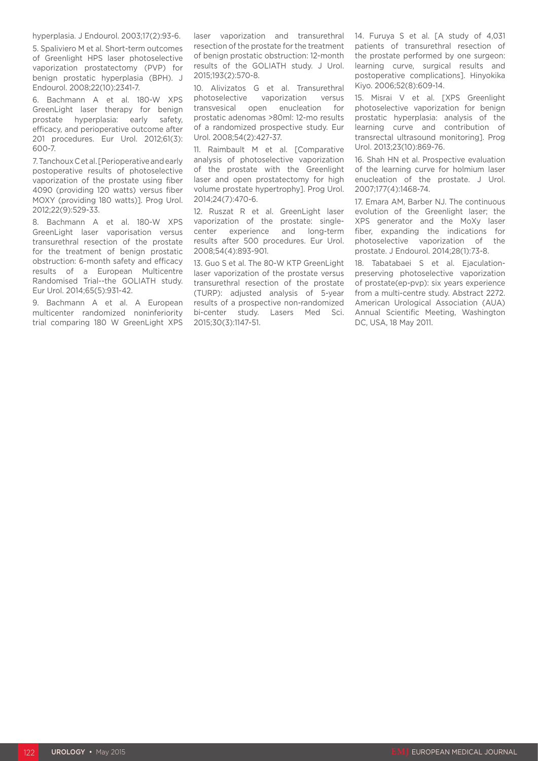hyperplasia. J Endourol. 2003;17(2):93-6.

5. Spaliviero M et al. Short-term outcomes of Greenlight HPS laser photoselective vaporization prostatectomy (PVP) for benign prostatic hyperplasia (BPH). J Endourol. 2008;22(10):2341-7.

6. Bachmann A et al. 180-W XPS GreenLight laser therapy for benign prostate hyperplasia: early safety, efficacy, and perioperative outcome after 201 procedures. Eur Urol. 2012;61(3): 600-7.

7. Tanchoux C et al. [Perioperative and early postoperative results of photoselective vaporization of the prostate using fiber 4090 (providing 120 watts) versus fiber MOXY (providing 180 watts)]. Prog Urol. 2012;22(9):529-33.

8. Bachmann A et al. 180-W XPS GreenLight laser vaporisation versus transurethral resection of the prostate for the treatment of benign prostatic obstruction: 6-month safety and efficacy results of a European Multicentre Randomised Trial--the GOLIATH study. Eur Urol. 2014;65(5):931-42.

9. Bachmann A et al. A European multicenter randomized noninferiority trial comparing 180 W GreenLight XPS laser vaporization and transurethral resection of the prostate for the treatment of benign prostatic obstruction: 12-month results of the GOLIATH study. J Urol. 2015;193(2):570-8.

10. Alivizatos G et al. Transurethral photoselective vaporization versus transvesical open enucleation for prostatic adenomas >80ml: 12-mo results of a randomized prospective study. Eur Urol. 2008;54(2):427-37.

11. Raimbault M et al. [Comparative analysis of photoselective vaporization of the prostate with the Greenlight laser and open prostatectomy for high volume prostate hypertrophy]. Prog Urol. 2014;24(7):470-6.

12. Ruszat R et al. GreenLight laser vaporization of the prostate: single-center experience and long-term results after 500 procedures. Eur Urol. 2008;54(4):893-901.

13. Guo S et al. The 80-W KTP GreenLight laser vaporization of the prostate versus transurethral resection of the prostate (TURP): adjusted analysis of 5-year results of a prospective non-randomized bi-center study. Lasers Med Sci. 2015;30(3):1147-51.

14. Furuya S et al. [A study of 4,031 patients of transurethral resection of the prostate performed by one surgeon: learning curve, surgical results and postoperative complications]. Hinyokika Kiyo. 2006;52(8):609-14.

15. Misrai V et al. [XPS Greenlight photoselective vaporization for benign prostatic hyperplasia: analysis of the learning curve and contribution of transrectal ultrasound monitoring]. Prog Urol. 2013;23(10):869-76.

16. Shah HN et al. Prospective evaluation of the learning curve for holmium laser enucleation of the prostate. J Urol. 2007;177(4):1468-74.

17. Emara AM, Barber NJ. The continuous evolution of the Greenlight laser; the XPS generator and the MoXy laser fiber, expanding the indications for photoselective vaporization of the prostate. J Endourol. 2014;28(1):73-8.

18. Tabatabaei S et al. Ejaculation-preserving photoselective vaporization of prostate(ep-pvp): six years experience from a multi-centre study. Abstract 2272. American Urological Association (AUA) Annual Scientific Meeting, Washington DC, USA, 18 May 2011.